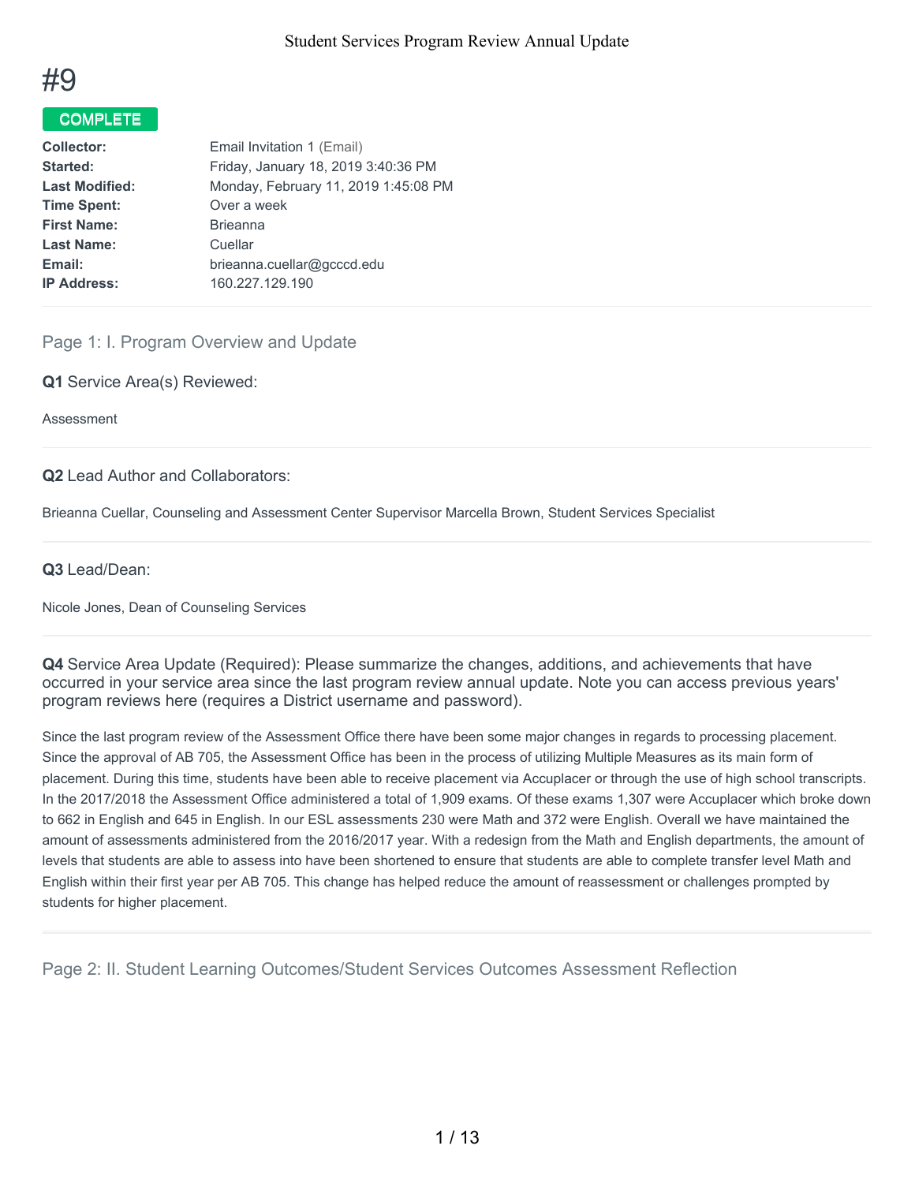# #9

**COMPLETE**

| | |
|---|---|
| **Collector:** | Email Invitation 1 (Email) |
| **Started:** | Friday, January 18, 2019 3:40:36 PM |
| **Last Modified:** | Monday, February 11, 2019 1:45:08 PM |
| **Time Spent:** | Over a week |
| **First Name:** | Brieanna |
| **Last Name:** | Cuellar |
| **Email:** | brieanna.cuellar@gcccd.edu |
| **IP Address:** | 160.227.129.190 |

## Page 1: I. Program Overview and Update

**Q1** Service Area(s) Reviewed:

Assessment

**Q2** Lead Author and Collaborators:

Brieanna Cuellar, Counseling and Assessment Center Supervisor Marcella Brown, Student Services Specialist

**Q3** Lead/Dean:

Nicole Jones, Dean of Counseling Services

**Q4** Service Area Update (Required): Please summarize the changes, additions, and achievements that have occurred in your service area since the last program review annual update. Note you can access previous years' program reviews here (requires a District username and password).

Since the last program review of the Assessment Office there have been some major changes in regards to processing placement. Since the approval of AB 705, the Assessment Office has been in the process of utilizing Multiple Measures as its main form of placement. During this time, students have been able to receive placement via Accuplacer or through the use of high school transcripts. In the 2017/2018 the Assessment Office administered a total of 1,909 exams. Of these exams 1,307 were Accuplacer which broke down to 662 in English and 645 in English. In our ESL assessments 230 were Math and 372 were English. Overall we have maintained the amount of assessments administered from the 2016/2017 year. With a redesign from the Math and English departments, the amount of levels that students are able to assess into have been shortened to ensure that students are able to complete transfer level Math and English within their first year per AB 705. This change has helped reduce the amount of reassessment or challenges prompted by students for higher placement.

## Page 2: II. Student Learning Outcomes/Student Services Outcomes Assessment Reflection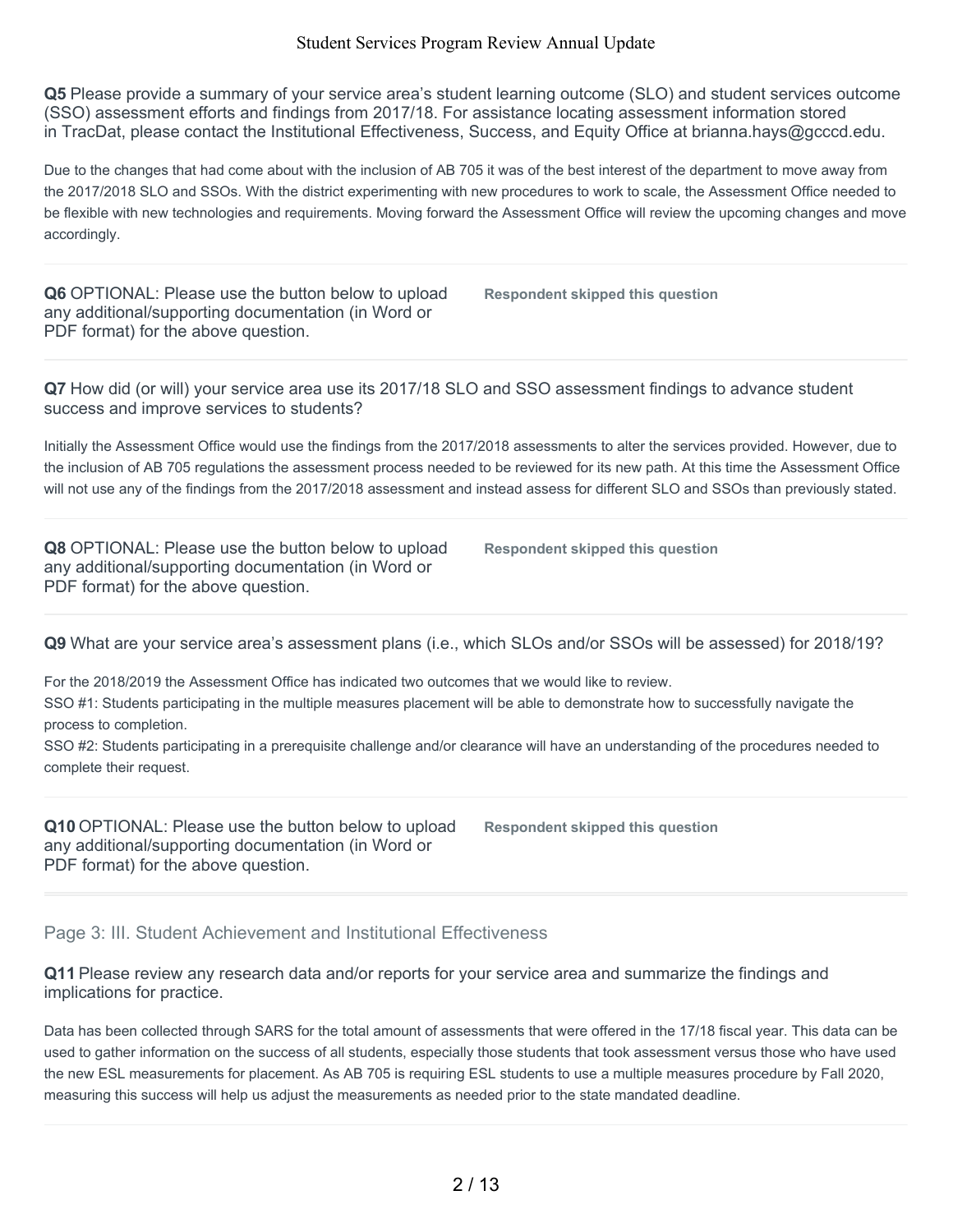**Q5** Please provide a summary of your service area's student learning outcome (SLO) and student services outcome (SSO) assessment efforts and findings from 2017/18. For assistance locating assessment information stored in TracDat, please contact the Institutional Effectiveness, Success, and Equity Office at brianna.hays@gcccd.edu.

Due to the changes that had come about with the inclusion of AB 705 it was of the best interest of the department to move away from the 2017/2018 SLO and SSOs. With the district experimenting with new procedures to work to scale, the Assessment Office needed to be flexible with new technologies and requirements. Moving forward the Assessment Office will review the upcoming changes and move accordingly.

**Q6** OPTIONAL: Please use the button below to upload any additional/supporting documentation (in Word or PDF format) for the above question.

**Respondent skipped this question**

**Q7** How did (or will) your service area use its 2017/18 SLO and SSO assessment findings to advance student success and improve services to students?

Initially the Assessment Office would use the findings from the 2017/2018 assessments to alter the services provided. However, due to the inclusion of AB 705 regulations the assessment process needed to be reviewed for its new path. At this time the Assessment Office will not use any of the findings from the 2017/2018 assessment and instead assess for different SLO and SSOs than previously stated.

**Q8** OPTIONAL: Please use the button below to upload any additional/supporting documentation (in Word or PDF format) for the above question.

**Respondent skipped this question**

**Q9** What are your service area's assessment plans (i.e., which SLOs and/or SSOs will be assessed) for 2018/19?

For the 2018/2019 the Assessment Office has indicated two outcomes that we would like to review.
SSO #1: Students participating in the multiple measures placement will be able to demonstrate how to successfully navigate the process to completion.
SSO #2: Students participating in a prerequisite challenge and/or clearance will have an understanding of the procedures needed to complete their request.

**Q10** OPTIONAL: Please use the button below to upload any additional/supporting documentation (in Word or PDF format) for the above question.

**Respondent skipped this question**

## Page 3: III. Student Achievement and Institutional Effectiveness

**Q11** Please review any research data and/or reports for your service area and summarize the findings and implications for practice.

Data has been collected through SARS for the total amount of assessments that were offered in the 17/18 fiscal year. This data can be used to gather information on the success of all students, especially those students that took assessment versus those who have used the new ESL measurements for placement. As AB 705 is requiring ESL students to use a multiple measures procedure by Fall 2020, measuring this success will help us adjust the measurements as needed prior to the state mandated deadline.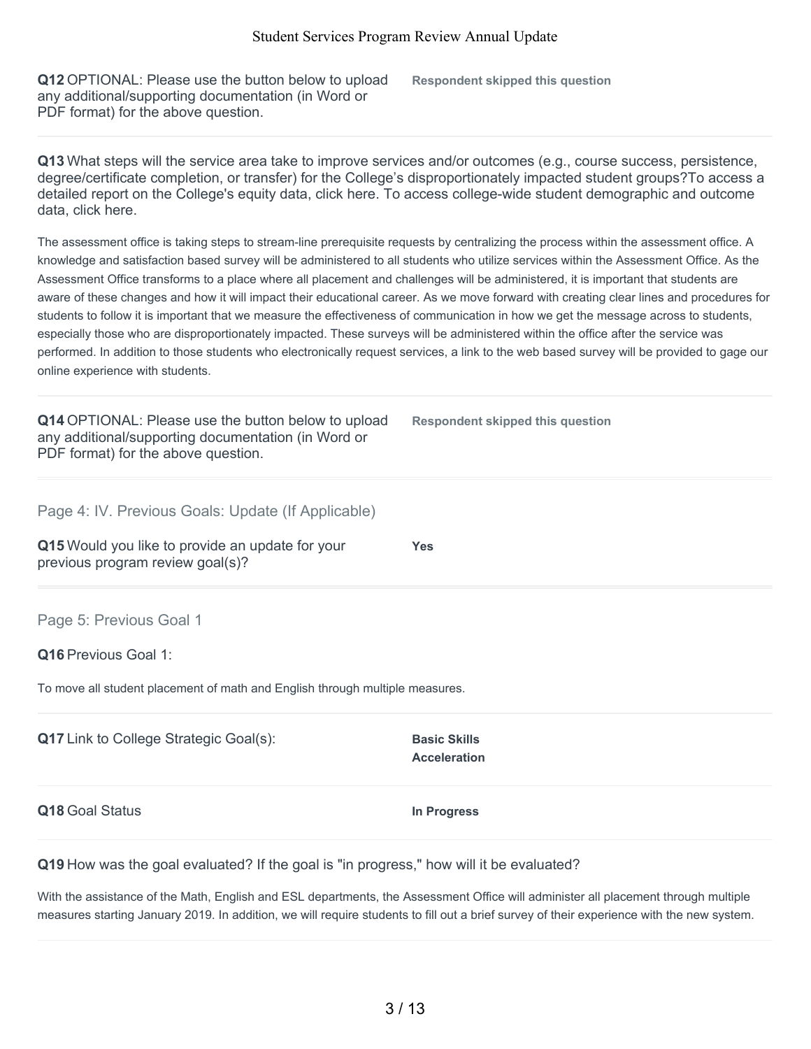**Q12** OPTIONAL: Please use the button below to upload any additional/supporting documentation (in Word or PDF format) for the above question.

**Respondent skipped this question**

---

**Q13** What steps will the service area take to improve services and/or outcomes (e.g., course success, persistence, degree/certificate completion, or transfer) for the College's disproportionately impacted student groups?To access a detailed report on the College's equity data, click here. To access college-wide student demographic and outcome data, click here.

The assessment office is taking steps to stream-line prerequisite requests by centralizing the process within the assessment office. A knowledge and satisfaction based survey will be administered to all students who utilize services within the Assessment Office. As the Assessment Office transforms to a place where all placement and challenges will be administered, it is important that students are aware of these changes and how it will impact their educational career. As we move forward with creating clear lines and procedures for students to follow it is important that we measure the effectiveness of communication in how we get the message across to students, especially those who are disproportionately impacted. These surveys will be administered within the office after the service was performed. In addition to those students who electronically request services, a link to the web based survey will be provided to gage our online experience with students.

---

**Q14** OPTIONAL: Please use the button below to upload any additional/supporting documentation (in Word or PDF format) for the above question.

**Respondent skipped this question**

---

## Page 4: IV. Previous Goals: Update (If Applicable)

**Q15** Would you like to provide an update for your previous program review goal(s)?

**Yes**

---

## Page 5: Previous Goal 1

**Q16** Previous Goal 1:

To move all student placement of math and English through multiple measures.

---

**Q17** Link to College Strategic Goal(s):

**Basic Skills**
**Acceleration**

---

**Q18** Goal Status

**In Progress**

---

**Q19** How was the goal evaluated? If the goal is "in progress," how will it be evaluated?

With the assistance of the Math, English and ESL departments, the Assessment Office will administer all placement through multiple measures starting January 2019. In addition, we will require students to fill out a brief survey of their experience with the new system.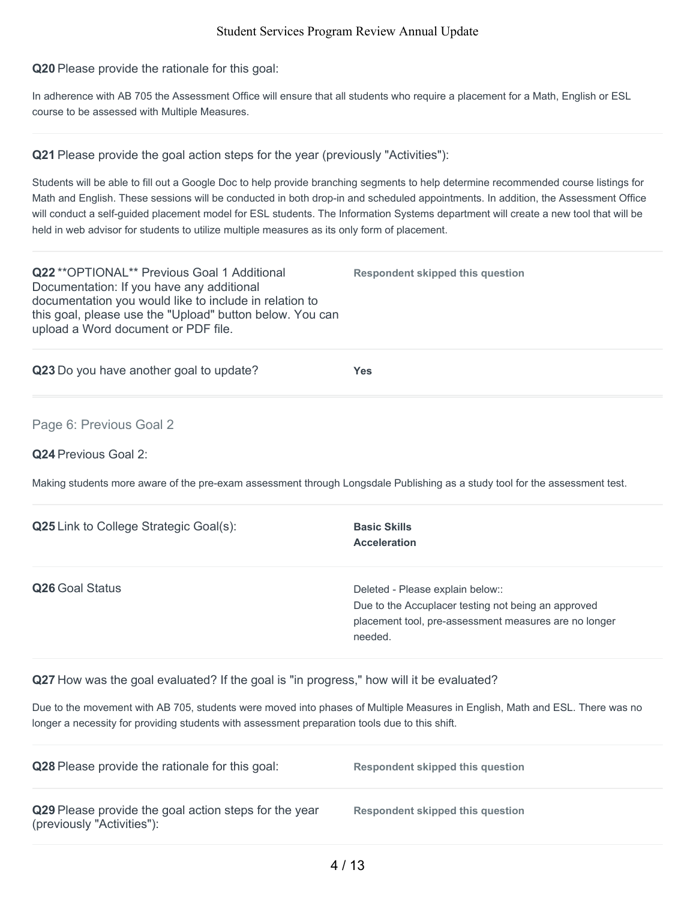**Q20** Please provide the rationale for this goal:

In adherence with AB 705 the Assessment Office will ensure that all students who require a placement for a Math, English or ESL course to be assessed with Multiple Measures.

**Q21** Please provide the goal action steps for the year (previously "Activities"):

Students will be able to fill out a Google Doc to help provide branching segments to help determine recommended course listings for Math and English. These sessions will be conducted in both drop-in and scheduled appointments. In addition, the Assessment Office will conduct a self-guided placement model for ESL students. The Information Systems department will create a new tool that will be held in web advisor for students to utilize multiple measures as its only form of placement.

**Q22** **OPTIONAL** Previous Goal 1 Additional Documentation: If you have any additional documentation you would like to include in relation to this goal, please use the "Upload" button below. You can upload a Word document or PDF file.

**Respondent skipped this question**

**Q23** Do you have another goal to update?

**Yes**

## Page 6: Previous Goal 2

**Q24** Previous Goal 2:

Making students more aware of the pre-exam assessment through Longsdale Publishing as a study tool for the assessment test.

**Q25** Link to College Strategic Goal(s):

**Basic Skills**
**Acceleration**

**Q26** Goal Status

Deleted - Please explain below::
Due to the Accuplacer testing not being an approved placement tool, pre-assessment measures are no longer needed.

**Q27** How was the goal evaluated? If the goal is "in progress," how will it be evaluated?

Due to the movement with AB 705, students were moved into phases of Multiple Measures in English, Math and ESL. There was no longer a necessity for providing students with assessment preparation tools due to this shift.

**Q28** Please provide the rationale for this goal:

**Respondent skipped this question**

**Q29** Please provide the goal action steps for the year (previously "Activities"):

**Respondent skipped this question**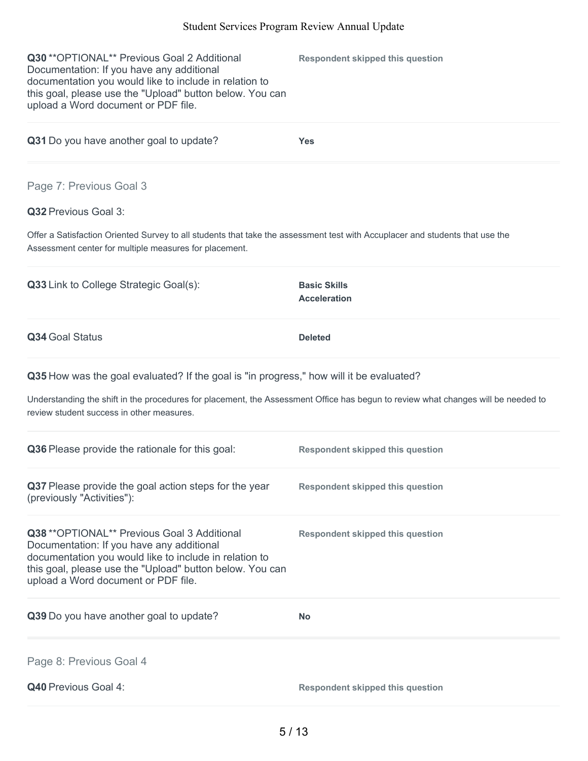**Q30** **OPTIONAL** Previous Goal 2 Additional Documentation: If you have any additional documentation you would like to include in relation to this goal, please use the "Upload" button below. You can upload a Word document or PDF file.

**Respondent skipped this question**

**Q31** Do you have another goal to update?

**Yes**

## Page 7: Previous Goal 3

**Q32** Previous Goal 3:

Offer a Satisfaction Oriented Survey to all students that take the assessment test with Accuplacer and students that use the Assessment center for multiple measures for placement.

**Q33** Link to College Strategic Goal(s):

**Basic Skills**
**Acceleration**

**Q34** Goal Status

**Deleted**

**Q35** How was the goal evaluated? If the goal is "in progress," how will it be evaluated?

Understanding the shift in the procedures for placement, the Assessment Office has begun to review what changes will be needed to review student success in other measures.

**Q36** Please provide the rationale for this goal:

**Respondent skipped this question**

**Q37** Please provide the goal action steps for the year (previously "Activities"):

**Respondent skipped this question**

**Q38** **OPTIONAL** Previous Goal 3 Additional Documentation: If you have any additional documentation you would like to include in relation to this goal, please use the "Upload" button below. You can upload a Word document or PDF file.

**Respondent skipped this question**

**Q39** Do you have another goal to update?

**No**

## Page 8: Previous Goal 4

**Q40** Previous Goal 4:

**Respondent skipped this question**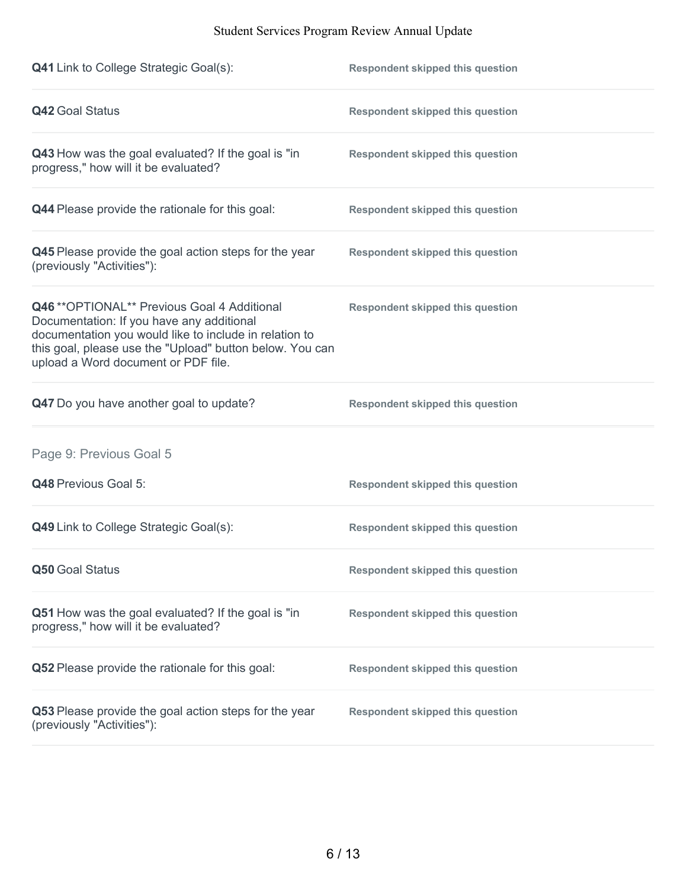**Q41** Link to College Strategic Goal(s): **Respondent skipped this question**

**Q42** Goal Status **Respondent skipped this question**

**Q43** How was the goal evaluated? If the goal is "in progress," how will it be evaluated? **Respondent skipped this question**

**Q44** Please provide the rationale for this goal: **Respondent skipped this question**

**Q45** Please provide the goal action steps for the year (previously "Activities"): **Respondent skipped this question**

**Q46** **OPTIONAL** Previous Goal 4 Additional Documentation: If you have any additional documentation you would like to include in relation to this goal, please use the "Upload" button below. You can upload a Word document or PDF file. **Respondent skipped this question**

**Q47** Do you have another goal to update? **Respondent skipped this question**

## Page 9: Previous Goal 5

**Q48** Previous Goal 5: **Respondent skipped this question**

**Q49** Link to College Strategic Goal(s): **Respondent skipped this question**

**Q50** Goal Status **Respondent skipped this question**

**Q51** How was the goal evaluated? If the goal is "in progress," how will it be evaluated? **Respondent skipped this question**

**Q52** Please provide the rationale for this goal: **Respondent skipped this question**

**Q53** Please provide the goal action steps for the year (previously "Activities"): **Respondent skipped this question**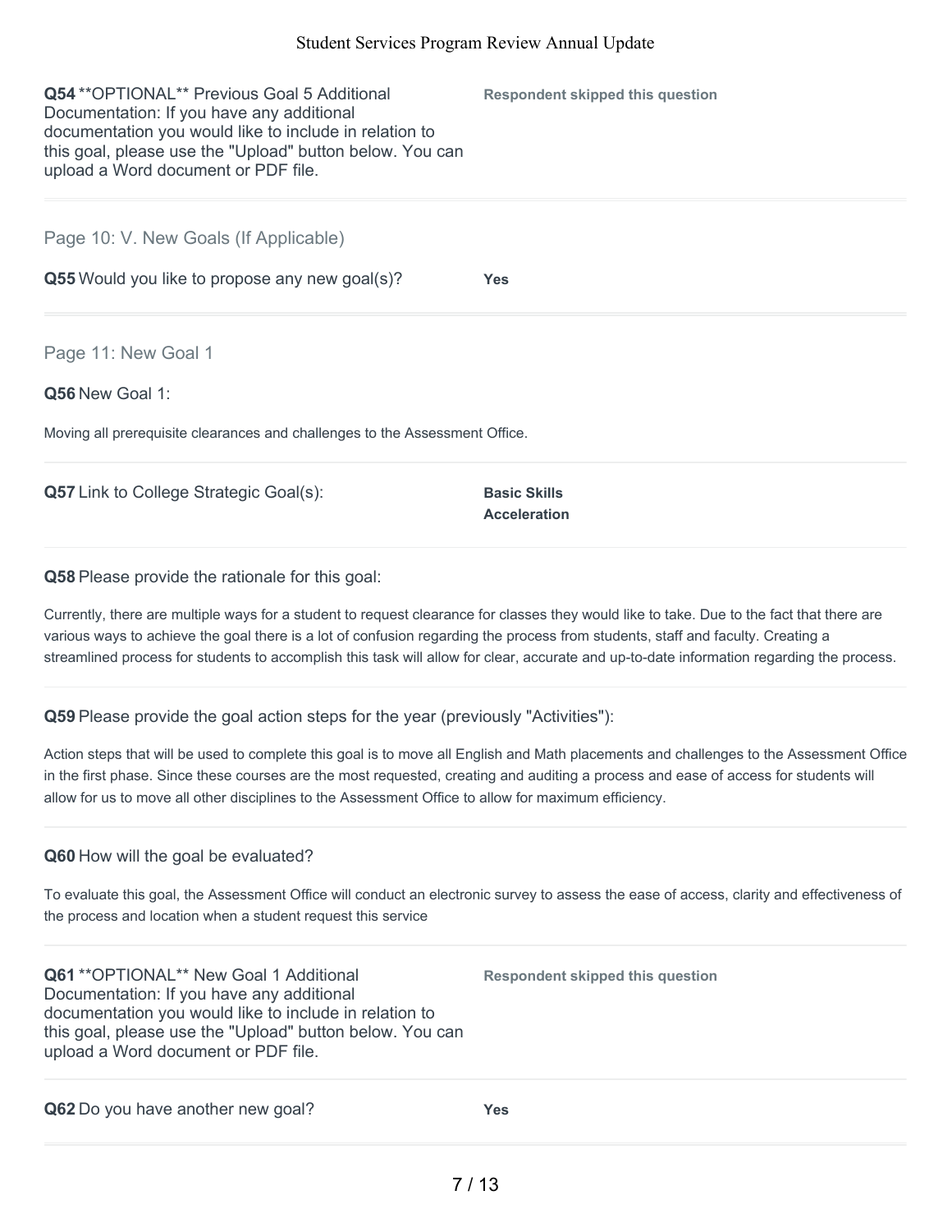**Q54** **OPTIONAL** Previous Goal 5 Additional Documentation: If you have any additional documentation you would like to include in relation to this goal, please use the "Upload" button below. You can upload a Word document or PDF file.

**Respondent skipped this question**

## Page 10: V. New Goals (If Applicable)

**Q55** Would you like to propose any new goal(s)?

**Yes**

## Page 11: New Goal 1

**Q56** New Goal 1:

Moving all prerequisite clearances and challenges to the Assessment Office.

**Q57** Link to College Strategic Goal(s):

**Basic Skills**
**Acceleration**

**Q58** Please provide the rationale for this goal:

Currently, there are multiple ways for a student to request clearance for classes they would like to take. Due to the fact that there are various ways to achieve the goal there is a lot of confusion regarding the process from students, staff and faculty. Creating a streamlined process for students to accomplish this task will allow for clear, accurate and up-to-date information regarding the process.

**Q59** Please provide the goal action steps for the year (previously "Activities"):

Action steps that will be used to complete this goal is to move all English and Math placements and challenges to the Assessment Office in the first phase. Since these courses are the most requested, creating and auditing a process and ease of access for students will allow for us to move all other disciplines to the Assessment Office to allow for maximum efficiency.

**Q60** How will the goal be evaluated?

To evaluate this goal, the Assessment Office will conduct an electronic survey to assess the ease of access, clarity and effectiveness of the process and location when a student request this service

**Q61** **OPTIONAL** New Goal 1 Additional Documentation: If you have any additional documentation you would like to include in relation to this goal, please use the "Upload" button below. You can upload a Word document or PDF file.

**Respondent skipped this question**

**Q62** Do you have another new goal?

**Yes**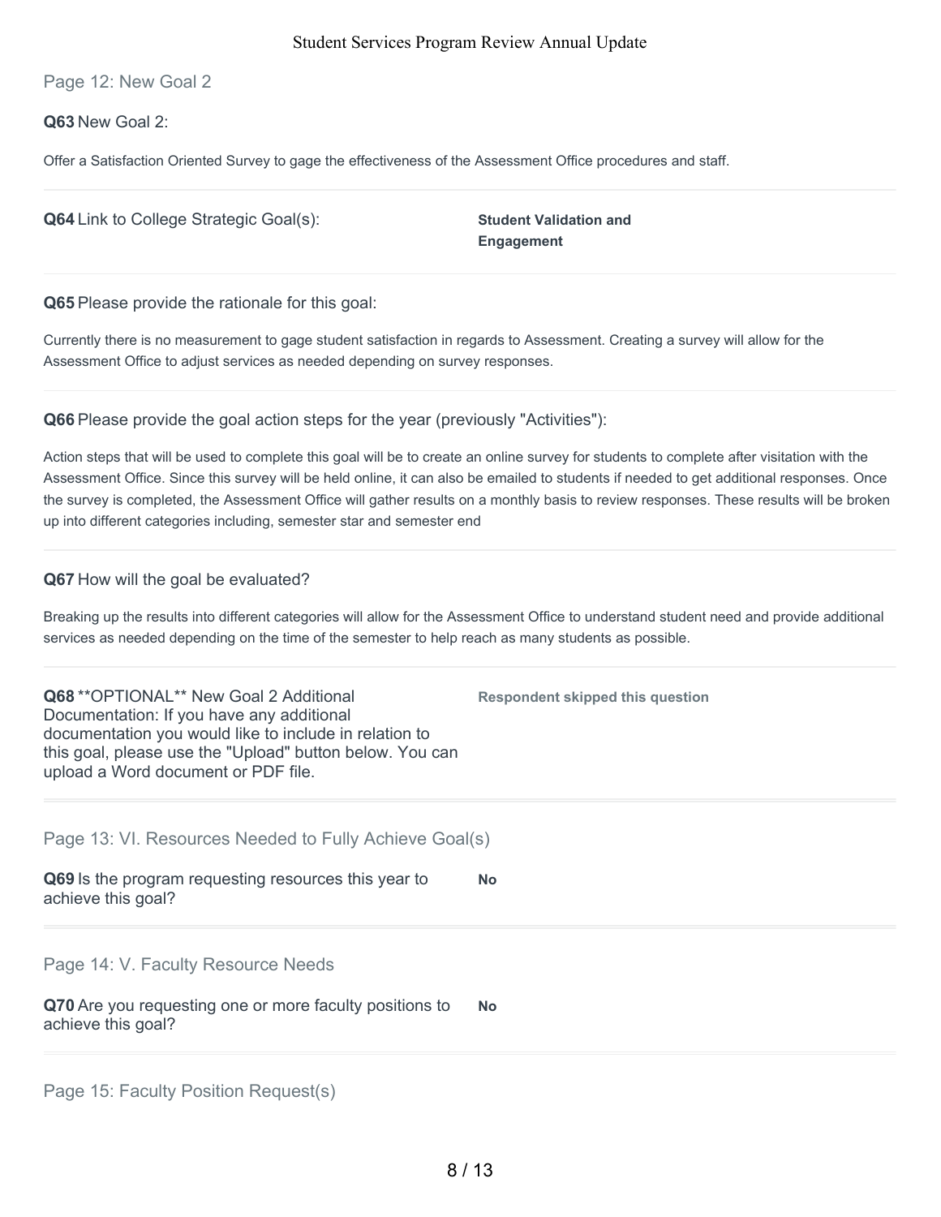## Page 12: New Goal 2

**Q63** New Goal 2:

Offer a Satisfaction Oriented Survey to gage the effectiveness of the Assessment Office procedures and staff.

**Q64** Link to College Strategic Goal(s):

**Student Validation and Engagement**

**Q65** Please provide the rationale for this goal:

Currently there is no measurement to gage student satisfaction in regards to Assessment. Creating a survey will allow for the Assessment Office to adjust services as needed depending on survey responses.

**Q66** Please provide the goal action steps for the year (previously "Activities"):

Action steps that will be used to complete this goal will be to create an online survey for students to complete after visitation with the Assessment Office. Since this survey will be held online, it can also be emailed to students if needed to get additional responses. Once the survey is completed, the Assessment Office will gather results on a monthly basis to review responses. These results will be broken up into different categories including, semester star and semester end

**Q67** How will the goal be evaluated?

Breaking up the results into different categories will allow for the Assessment Office to understand student need and provide additional services as needed depending on the time of the semester to help reach as many students as possible.

**Q68** **OPTIONAL** New Goal 2 Additional Documentation: If you have any additional documentation you would like to include in relation to this goal, please use the "Upload" button below. You can upload a Word document or PDF file.

**Respondent skipped this question**

## Page 13: VI. Resources Needed to Fully Achieve Goal(s)

**Q69** Is the program requesting resources this year to achieve this goal?

**No**

## Page 14: V. Faculty Resource Needs

**Q70** Are you requesting one or more faculty positions to achieve this goal?

**No**

## Page 15: Faculty Position Request(s)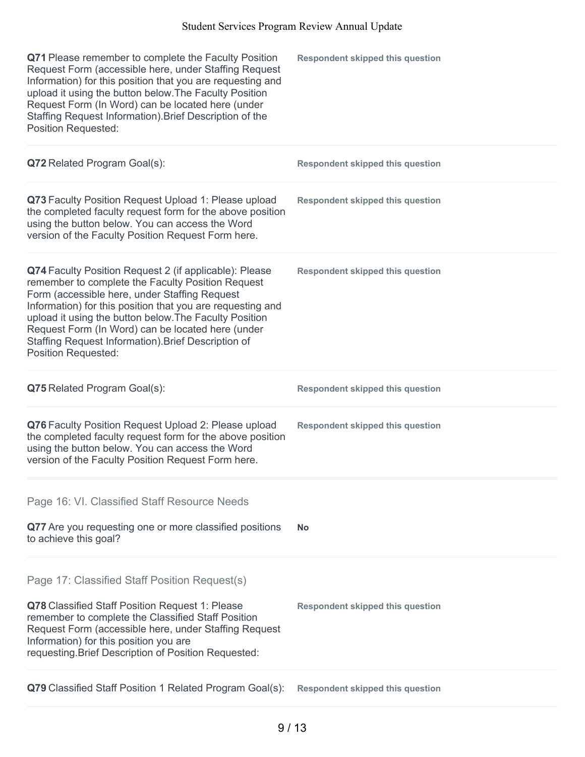**Q71** Please remember to complete the Faculty Position Request Form (accessible here, under Staffing Request Information) for this position that you are requesting and upload it using the button below.The Faculty Position Request Form (In Word) can be located here (under Staffing Request Information).Brief Description of the Position Requested:

**Respondent skipped this question**

**Q72** Related Program Goal(s):

**Respondent skipped this question**

**Q73** Faculty Position Request Upload 1: Please upload the completed faculty request form for the above position using the button below. You can access the Word version of the Faculty Position Request Form here.

**Respondent skipped this question**

**Q74** Faculty Position Request 2 (if applicable): Please remember to complete the Faculty Position Request Form (accessible here, under Staffing Request Information) for this position that you are requesting and upload it using the button below.The Faculty Position Request Form (In Word) can be located here (under Staffing Request Information).Brief Description of Position Requested:

**Respondent skipped this question**

**Q75** Related Program Goal(s):

**Respondent skipped this question**

**Q76** Faculty Position Request Upload 2: Please upload the completed faculty request form for the above position using the button below. You can access the Word version of the Faculty Position Request Form here.

**Respondent skipped this question**

## Page 16: VI. Classified Staff Resource Needs

**Q77** Are you requesting one or more classified positions to achieve this goal?

**No**

## Page 17: Classified Staff Position Request(s)

**Q78** Classified Staff Position Request 1: Please remember to complete the Classified Staff Position Request Form (accessible here, under Staffing Request Information) for this position you are requesting.Brief Description of Position Requested:

**Respondent skipped this question**

**Q79** Classified Staff Position 1 Related Program Goal(s):

**Respondent skipped this question**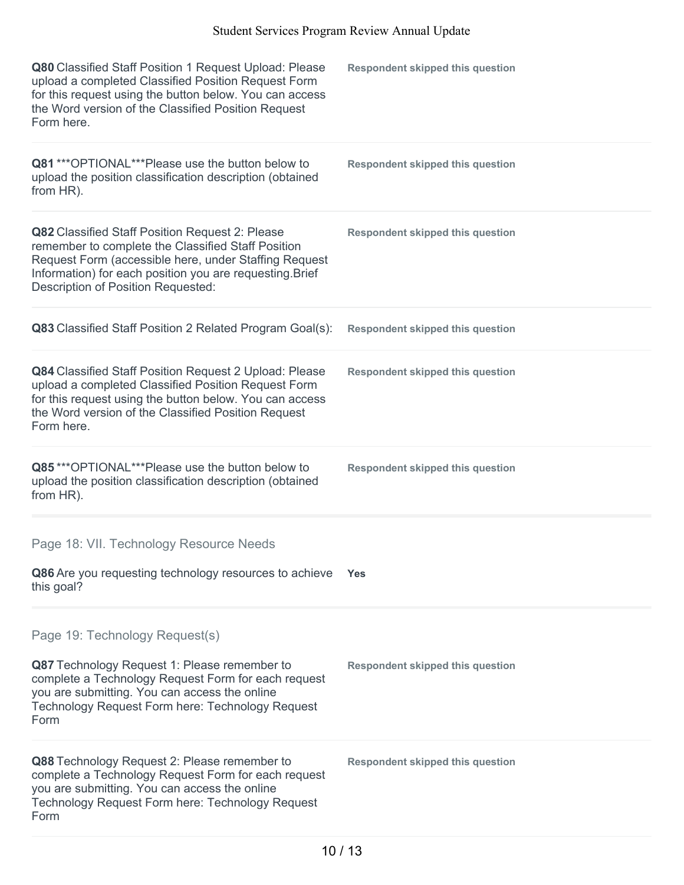**Q80** Classified Staff Position 1 Request Upload: Please upload a completed Classified Position Request Form for this request using the button below. You can access the Word version of the Classified Position Request Form here.

**Respondent skipped this question**

**Q81** ***OPTIONAL***Please use the button below to upload the position classification description (obtained from HR).

**Respondent skipped this question**

**Q82** Classified Staff Position Request 2: Please remember to complete the Classified Staff Position Request Form (accessible here, under Staffing Request Information) for each position you are requesting.Brief Description of Position Requested:

**Respondent skipped this question**

**Q83** Classified Staff Position 2 Related Program Goal(s):

**Respondent skipped this question**

**Q84** Classified Staff Position Request 2 Upload: Please upload a completed Classified Position Request Form for this request using the button below. You can access the Word version of the Classified Position Request Form here.

**Respondent skipped this question**

**Q85** ***OPTIONAL***Please use the button below to upload the position classification description (obtained from HR).

**Respondent skipped this question**

## Page 18: VII. Technology Resource Needs

**Q86** Are you requesting technology resources to achieve this goal?

**Yes**

## Page 19: Technology Request(s)

**Q87** Technology Request 1: Please remember to complete a Technology Request Form for each request you are submitting. You can access the online Technology Request Form here: Technology Request Form

**Respondent skipped this question**

**Q88** Technology Request 2: Please remember to complete a Technology Request Form for each request you are submitting. You can access the online Technology Request Form here: Technology Request Form

**Respondent skipped this question**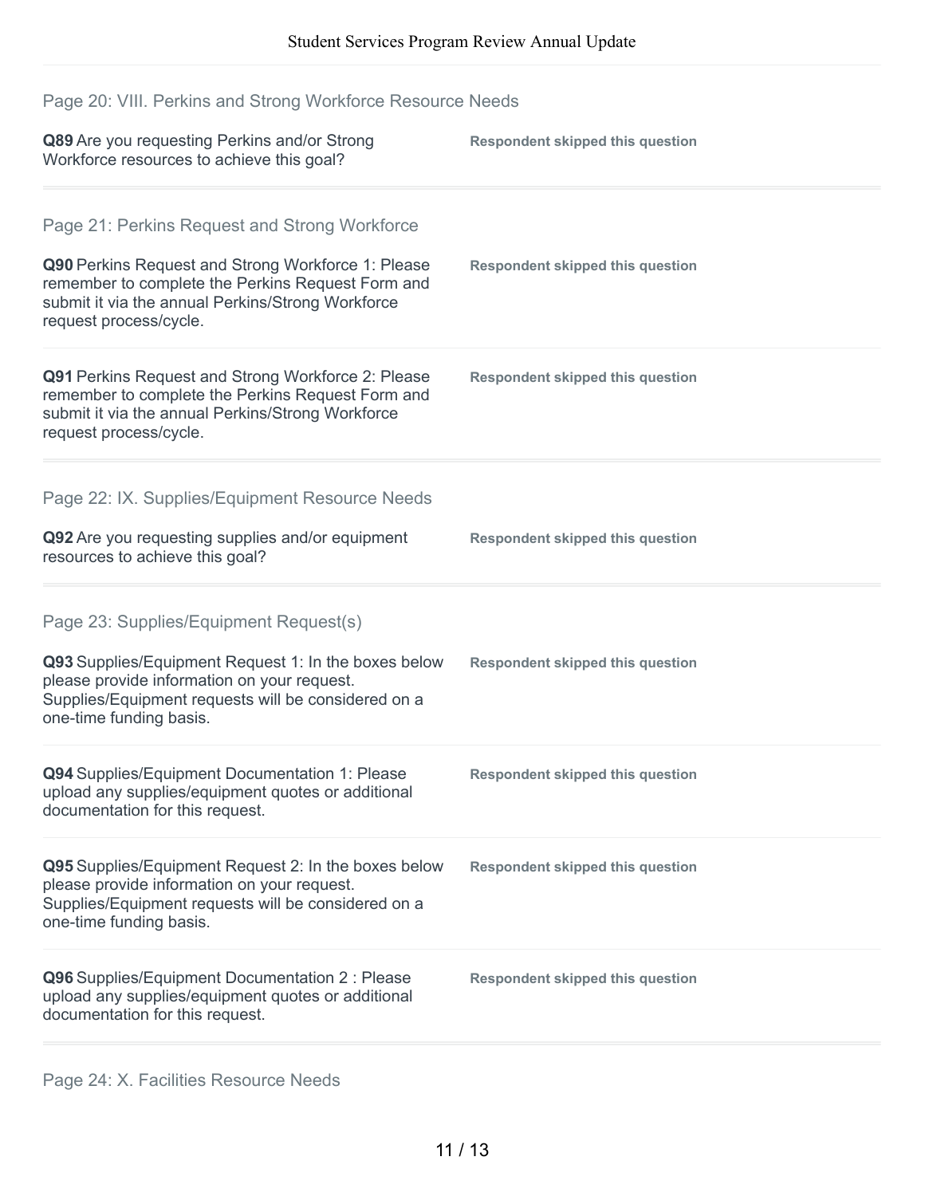## Page 20: VIII. Perkins and Strong Workforce Resource Needs

**Q89** Are you requesting Perkins and/or Strong Workforce resources to achieve this goal?

**Respondent skipped this question**

## Page 21: Perkins Request and Strong Workforce

**Q90** Perkins Request and Strong Workforce 1: Please remember to complete the Perkins Request Form and submit it via the annual Perkins/Strong Workforce request process/cycle.

**Respondent skipped this question**

**Q91** Perkins Request and Strong Workforce 2: Please remember to complete the Perkins Request Form and submit it via the annual Perkins/Strong Workforce request process/cycle.

**Respondent skipped this question**

## Page 22: IX. Supplies/Equipment Resource Needs

**Q92** Are you requesting supplies and/or equipment resources to achieve this goal?

**Respondent skipped this question**

## Page 23: Supplies/Equipment Request(s)

**Q93** Supplies/Equipment Request 1: In the boxes below please provide information on your request. Supplies/Equipment requests will be considered on a one-time funding basis.

**Respondent skipped this question**

**Q94** Supplies/Equipment Documentation 1: Please upload any supplies/equipment quotes or additional documentation for this request.

**Respondent skipped this question**

**Q95** Supplies/Equipment Request 2: In the boxes below please provide information on your request. Supplies/Equipment requests will be considered on a one-time funding basis.

**Respondent skipped this question**

**Q96** Supplies/Equipment Documentation 2 : Please upload any supplies/equipment quotes or additional documentation for this request.

**Respondent skipped this question**

## Page 24: X. Facilities Resource Needs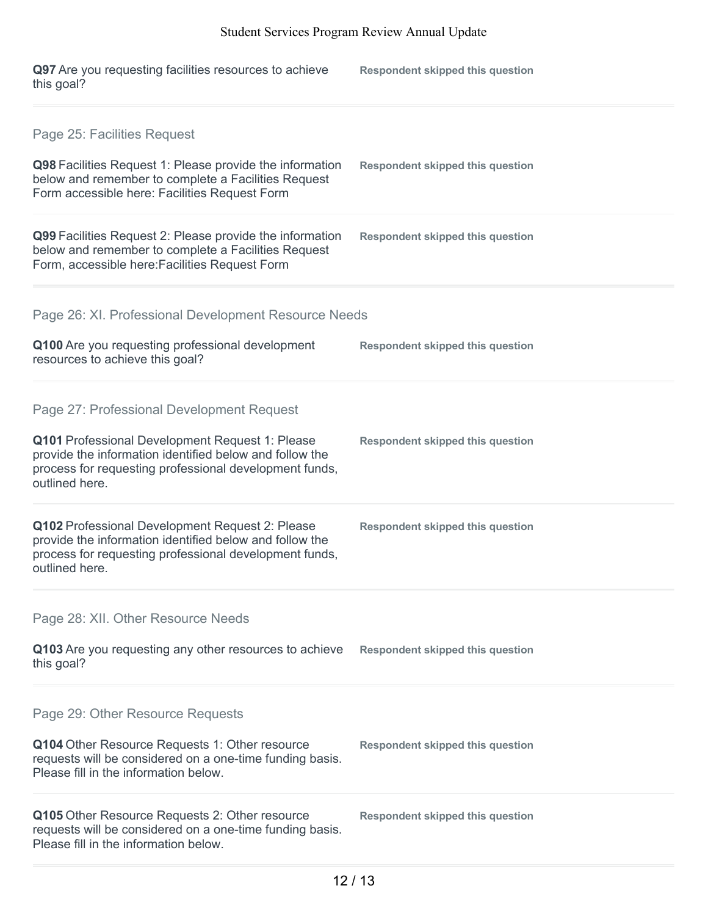**Q97** Are you requesting facilities resources to achieve this goal?

**Respondent skipped this question**

## Page 25: Facilities Request

**Q98** Facilities Request 1: Please provide the information below and remember to complete a Facilities Request Form accessible here: Facilities Request Form

**Respondent skipped this question**

**Q99** Facilities Request 2: Please provide the information below and remember to complete a Facilities Request Form, accessible here:Facilities Request Form

**Respondent skipped this question**

## Page 26: XI. Professional Development Resource Needs

**Q100** Are you requesting professional development resources to achieve this goal?

**Respondent skipped this question**

## Page 27: Professional Development Request

**Q101** Professional Development Request 1: Please provide the information identified below and follow the process for requesting professional development funds, outlined here.

**Respondent skipped this question**

**Q102** Professional Development Request 2: Please provide the information identified below and follow the process for requesting professional development funds, outlined here.

**Respondent skipped this question**

## Page 28: XII. Other Resource Needs

**Q103** Are you requesting any other resources to achieve this goal?

**Respondent skipped this question**

## Page 29: Other Resource Requests

**Q104** Other Resource Requests 1: Other resource requests will be considered on a one-time funding basis. Please fill in the information below.

**Respondent skipped this question**

**Q105** Other Resource Requests 2: Other resource requests will be considered on a one-time funding basis. Please fill in the information below.

**Respondent skipped this question**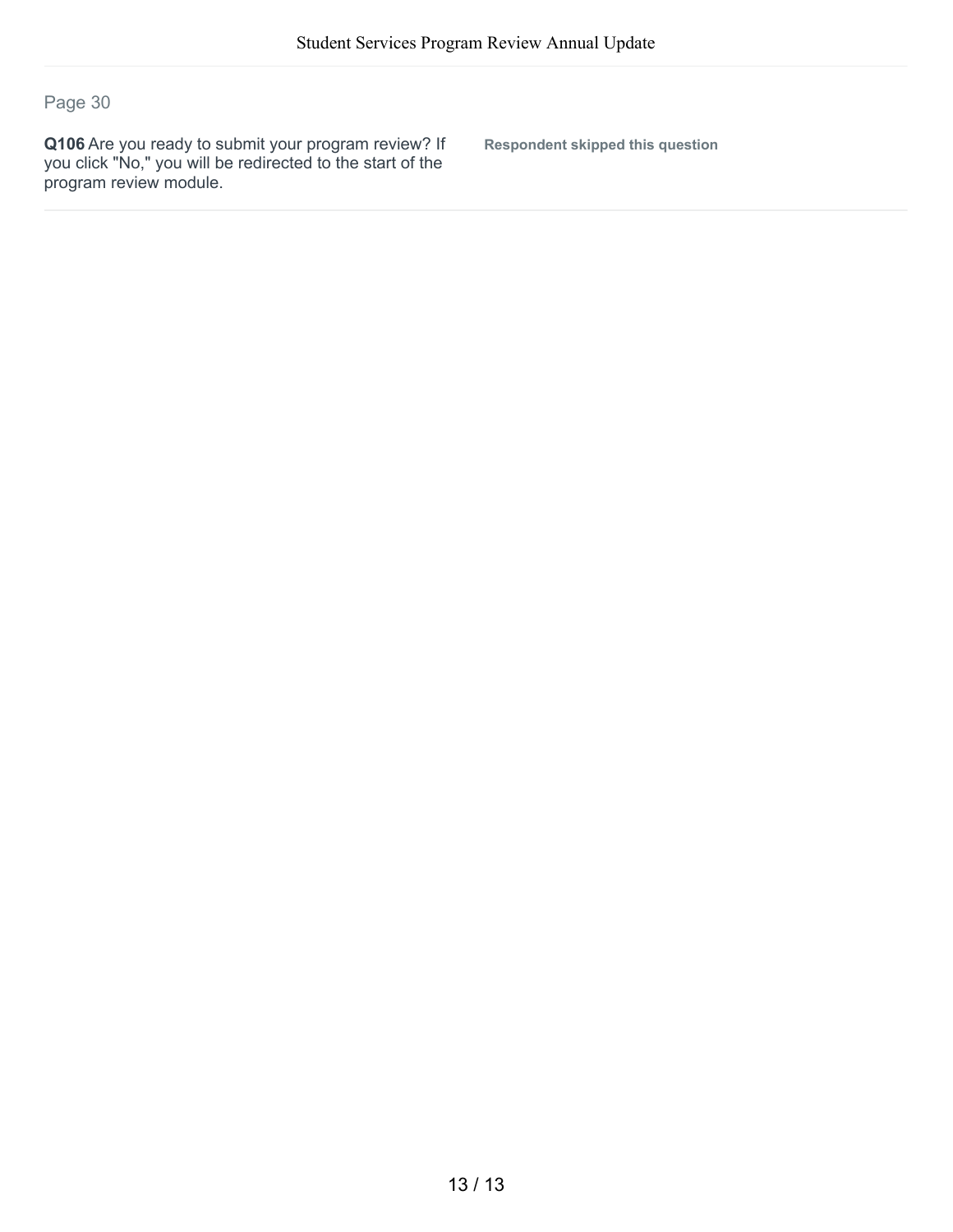Page 30

**Q106** Are you ready to submit your program review? If you click "No," you will be redirected to the start of the program review module.

**Respondent skipped this question**